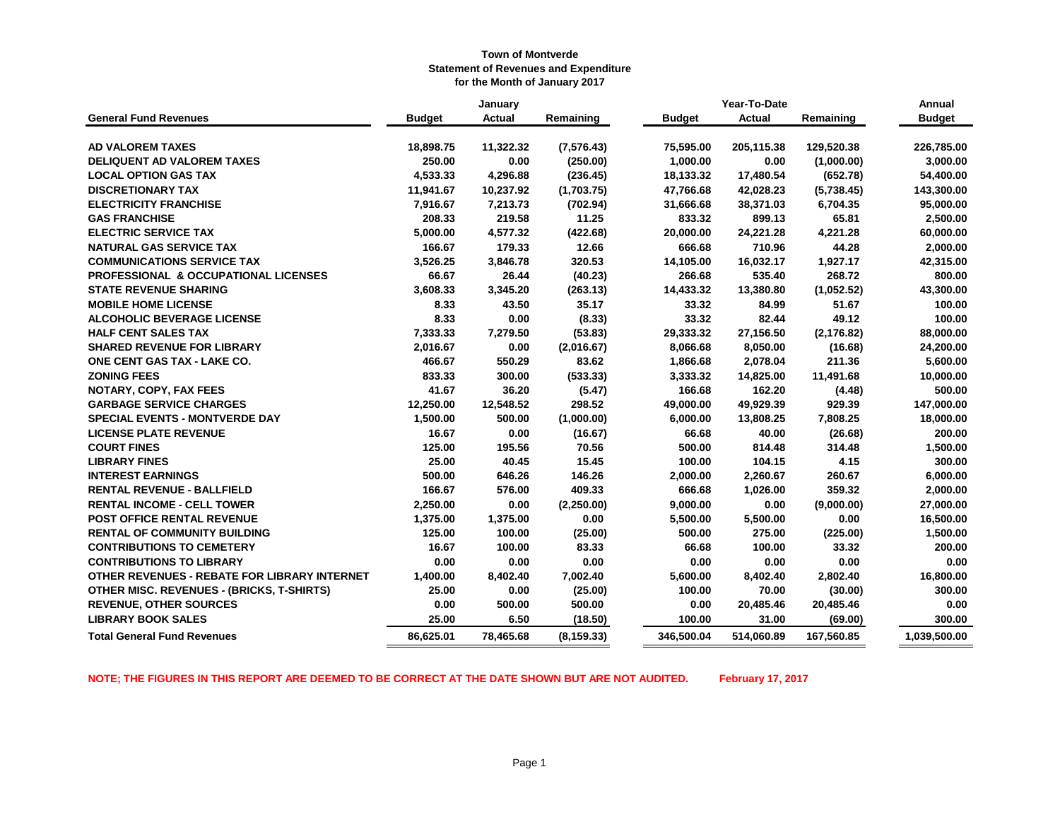# Town of Montverde
## Statement of Revenues and Expenditure
### for the Month of January 2017

| General Fund Revenues | January | | | Year-To-Date | | | Annual |
|---|---|---|---|---|---|---|---|
| | Budget | Actual | Remaining | Budget | Actual | Remaining | Budget |
| **AD VALOREM TAXES** | 18,898.75 | 11,322.32 | (7,576.43) | 75,595.00 | 205,115.38 | 129,520.38 | 226,785.00 |
| **DELIQUENT AD VALOREM TAXES** | 250.00 | 0.00 | (250.00) | 1,000.00 | 0.00 | (1,000.00) | 3,000.00 |
| **LOCAL OPTION GAS TAX** | 4,533.33 | 4,296.88 | (236.45) | 18,133.32 | 17,480.54 | (652.78) | 54,400.00 |
| **DISCRETIONARY TAX** | 11,941.67 | 10,237.92 | (1,703.75) | 47,766.68 | 42,028.23 | (5,738.45) | 143,300.00 |
| **ELECTRICITY FRANCHISE** | 7,916.67 | 7,213.73 | (702.94) | 31,666.68 | 38,371.03 | 6,704.35 | 95,000.00 |
| **GAS FRANCHISE** | 208.33 | 219.58 | 11.25 | 833.32 | 899.13 | 65.81 | 2,500.00 |
| **ELECTRIC SERVICE TAX** | 5,000.00 | 4,577.32 | (422.68) | 20,000.00 | 24,221.28 | 4,221.28 | 60,000.00 |
| **NATURAL GAS SERVICE TAX** | 166.67 | 179.33 | 12.66 | 666.68 | 710.96 | 44.28 | 2,000.00 |
| **COMMUNICATIONS SERVICE TAX** | 3,526.25 | 3,846.78 | 320.53 | 14,105.00 | 16,032.17 | 1,927.17 | 42,315.00 |
| **PROFESSIONAL & OCCUPATIONAL LICENSES** | 66.67 | 26.44 | (40.23) | 266.68 | 535.40 | 268.72 | 800.00 |
| **STATE REVENUE SHARING** | 3,608.33 | 3,345.20 | (263.13) | 14,433.32 | 13,380.80 | (1,052.52) | 43,300.00 |
| **MOBILE HOME LICENSE** | 8.33 | 43.50 | 35.17 | 33.32 | 84.99 | 51.67 | 100.00 |
| **ALCOHOLIC BEVERAGE LICENSE** | 8.33 | 0.00 | (8.33) | 33.32 | 82.44 | 49.12 | 100.00 |
| **HALF CENT SALES TAX** | 7,333.33 | 7,279.50 | (53.83) | 29,333.32 | 27,156.50 | (2,176.82) | 88,000.00 |
| **SHARED REVENUE FOR LIBRARY** | 2,016.67 | 0.00 | (2,016.67) | 8,066.68 | 8,050.00 | (16.68) | 24,200.00 |
| **ONE CENT GAS TAX - LAKE CO.** | 466.67 | 550.29 | 83.62 | 1,866.68 | 2,078.04 | 211.36 | 5,600.00 |
| **ZONING FEES** | 833.33 | 300.00 | (533.33) | 3,333.32 | 14,825.00 | 11,491.68 | 10,000.00 |
| **NOTARY, COPY, FAX FEES** | 41.67 | 36.20 | (5.47) | 166.68 | 162.20 | (4.48) | 500.00 |
| **GARBAGE SERVICE CHARGES** | 12,250.00 | 12,548.52 | 298.52 | 49,000.00 | 49,929.39 | 929.39 | 147,000.00 |
| **SPECIAL EVENTS - MONTVERDE DAY** | 1,500.00 | 500.00 | (1,000.00) | 6,000.00 | 13,808.25 | 7,808.25 | 18,000.00 |
| **LICENSE PLATE REVENUE** | 16.67 | 0.00 | (16.67) | 66.68 | 40.00 | (26.68) | 200.00 |
| **COURT FINES** | 125.00 | 195.56 | 70.56 | 500.00 | 814.48 | 314.48 | 1,500.00 |
| **LIBRARY FINES** | 25.00 | 40.45 | 15.45 | 100.00 | 104.15 | 4.15 | 300.00 |
| **INTEREST EARNINGS** | 500.00 | 646.26 | 146.26 | 2,000.00 | 2,260.67 | 260.67 | 6,000.00 |
| **RENTAL REVENUE - BALLFIELD** | 166.67 | 576.00 | 409.33 | 666.68 | 1,026.00 | 359.32 | 2,000.00 |
| **RENTAL INCOME - CELL TOWER** | 2,250.00 | 0.00 | (2,250.00) | 9,000.00 | 0.00 | (9,000.00) | 27,000.00 |
| **POST OFFICE RENTAL REVENUE** | 1,375.00 | 1,375.00 | 0.00 | 5,500.00 | 5,500.00 | 0.00 | 16,500.00 |
| **RENTAL OF COMMUNITY BUILDING** | 125.00 | 100.00 | (25.00) | 500.00 | 275.00 | (225.00) | 1,500.00 |
| **CONTRIBUTIONS TO CEMETERY** | 16.67 | 100.00 | 83.33 | 66.68 | 100.00 | 33.32 | 200.00 |
| **CONTRIBUTIONS TO LIBRARY** | 0.00 | 0.00 | 0.00 | 0.00 | 0.00 | 0.00 | 0.00 |
| **OTHER REVENUES - REBATE FOR LIBRARY INTERNET** | 1,400.00 | 8,402.40 | 7,002.40 | 5,600.00 | 8,402.40 | 2,802.40 | 16,800.00 |
| **OTHER MISC. REVENUES - (BRICKS, T-SHIRTS)** | 25.00 | 0.00 | (25.00) | 100.00 | 70.00 | (30.00) | 300.00 |
| **REVENUE, OTHER SOURCES** | 0.00 | 500.00 | 500.00 | 0.00 | 20,485.46 | 20,485.46 | 0.00 |
| **LIBRARY BOOK SALES** | 25.00 | 6.50 | (18.50) | 100.00 | 31.00 | (69.00) | 300.00 |
| **Total General Fund Revenues** | 86,625.01 | 78,465.68 | (8,159.33) | 346,500.04 | 514,060.89 | 167,560.85 | 1,039,500.00 |

**NOTE; THE FIGURES IN THIS REPORT ARE DEEMED TO BE CORRECT AT THE DATE SHOWN BUT ARE NOT AUDITED.** **February 17, 2017**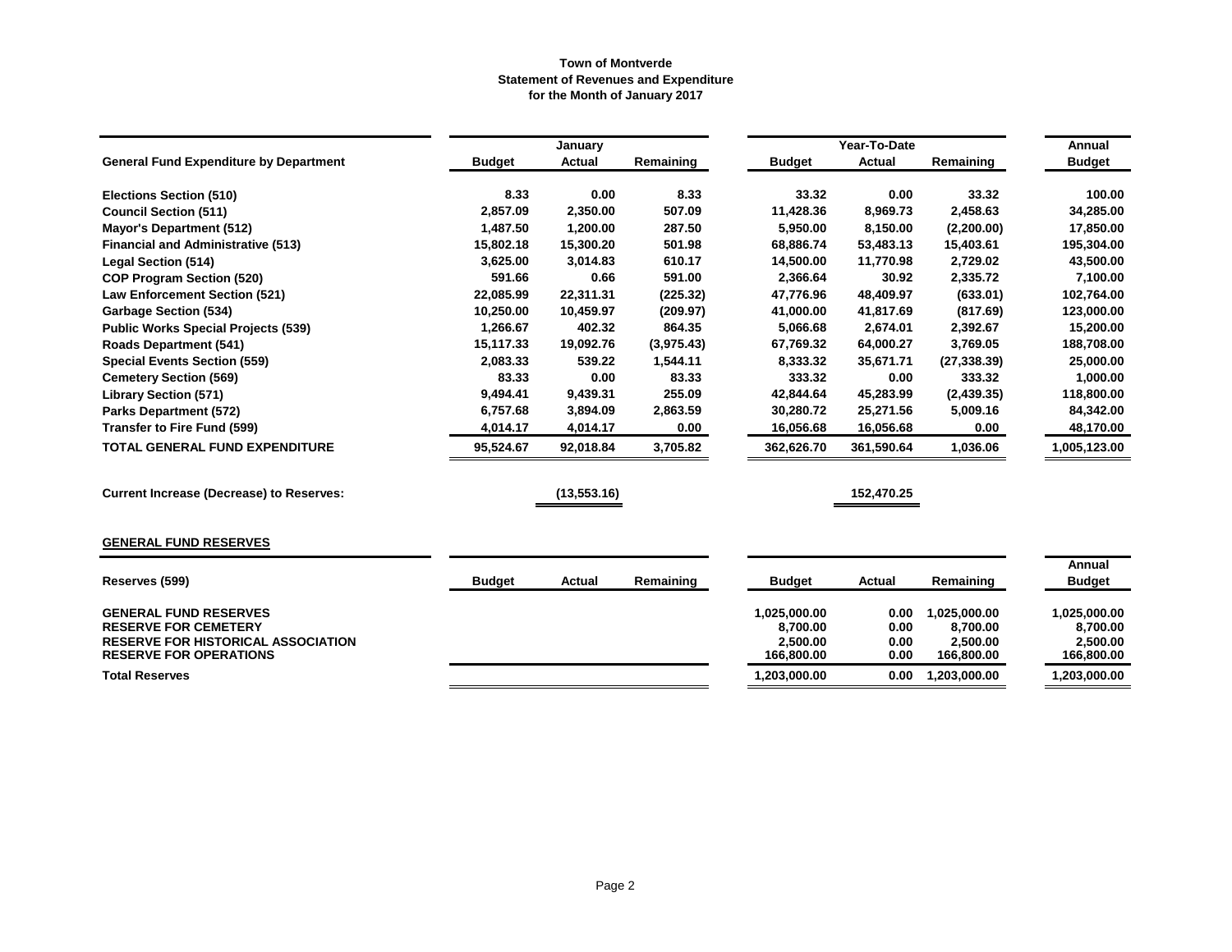**Town of Montverde**
**Statement of Revenues and Expenditure**
**for the Month of January 2017**

| General Fund Expenditure by Department | January Budget | January Actual | January Remaining | Year-To-Date Budget | Year-To-Date Actual | Year-To-Date Remaining | Annual Budget |
|---|---|---|---|---|---|---|---|
| Elections Section (510) | 8.33 | 0.00 | 8.33 | 33.32 | 0.00 | 33.32 | 100.00 |
| Council Section (511) | 2,857.09 | 2,350.00 | 507.09 | 11,428.36 | 8,969.73 | 2,458.63 | 34,285.00 |
| Mayor's Department (512) | 1,487.50 | 1,200.00 | 287.50 | 5,950.00 | 8,150.00 | (2,200.00) | 17,850.00 |
| Financial and Administrative (513) | 15,802.18 | 15,300.20 | 501.98 | 68,886.74 | 53,483.13 | 15,403.61 | 195,304.00 |
| Legal Section (514) | 3,625.00 | 3,014.83 | 610.17 | 14,500.00 | 11,770.98 | 2,729.02 | 43,500.00 |
| COP Program Section (520) | 591.66 | 0.66 | 591.00 | 2,366.64 | 30.92 | 2,335.72 | 7,100.00 |
| Law Enforcement Section (521) | 22,085.99 | 22,311.31 | (225.32) | 47,776.96 | 48,409.97 | (633.01) | 102,764.00 |
| Garbage Section (534) | 10,250.00 | 10,459.97 | (209.97) | 41,000.00 | 41,817.69 | (817.69) | 123,000.00 |
| Public Works Special Projects (539) | 1,266.67 | 402.32 | 864.35 | 5,066.68 | 2,674.01 | 2,392.67 | 15,200.00 |
| Roads Department (541) | 15,117.33 | 19,092.76 | (3,975.43) | 67,769.32 | 64,000.27 | 3,769.05 | 188,708.00 |
| Special Events Section (559) | 2,083.33 | 539.22 | 1,544.11 | 8,333.32 | 35,671.71 | (27,338.39) | 25,000.00 |
| Cemetery Section (569) | 83.33 | 0.00 | 83.33 | 333.32 | 0.00 | 333.32 | 1,000.00 |
| Library Section (571) | 9,494.41 | 9,439.31 | 255.09 | 42,844.64 | 45,283.99 | (2,439.35) | 118,800.00 |
| Parks Department (572) | 6,757.68 | 3,894.09 | 2,863.59 | 30,280.72 | 25,271.56 | 5,009.16 | 84,342.00 |
| Transfer to Fire Fund (599) | 4,014.17 | 4,014.17 | 0.00 | 16,056.68 | 16,056.68 | 0.00 | 48,170.00 |
| **TOTAL GENERAL FUND EXPENDITURE** | **95,524.67** | **92,018.84** | **3,705.82** | **362,626.70** | **361,590.64** | **1,036.06** | **1,005,123.00** |
| | | | | | | | |
| **Current Increase (Decrease) to Reserves:** | | (13,553.16) | | | 152,470.25 | | |

**GENERAL FUND RESERVES**

| Reserves (599) | Budget | Actual | Remaining | Budget | Actual | Remaining | Annual Budget |
|---|---|---|---|---|---|---|---|
| GENERAL FUND RESERVES | | | | 1,025,000.00 | 0.00 | 1,025,000.00 | 1,025,000.00 |
| RESERVE FOR CEMETERY | | | | 8,700.00 | 0.00 | 8,700.00 | 8,700.00 |
| RESERVE FOR HISTORICAL ASSOCIATION | | | | 2,500.00 | 0.00 | 2,500.00 | 2,500.00 |
| RESERVE FOR OPERATIONS | | | | 166,800.00 | 0.00 | 166,800.00 | 166,800.00 |
| **Total Reserves** | | | | **1,203,000.00** | **0.00** | **1,203,000.00** | **1,203,000.00** |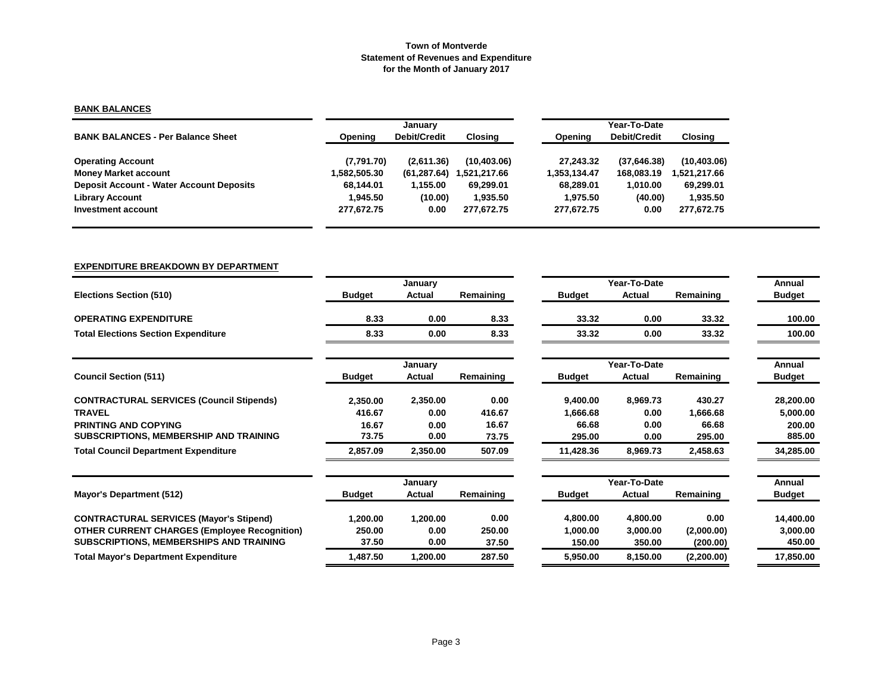**Town of Montverde**
**Statement of Revenues and Expenditure**
**for the Month of January 2017**

## BANK BALANCES

| BANK BALANCES - Per Balance Sheet | January Opening | January Debit/Credit | January Closing | Year-To-Date Opening | Year-To-Date Debit/Credit | Year-To-Date Closing |
|---|---|---|---|---|---|---|
| Operating Account | (7,791.70) | (2,611.36) | (10,403.06) | 27,243.32 | (37,646.38) | (10,403.06) |
| Money Market account | 1,582,505.30 | (61,287.64) | 1,521,217.66 | 1,353,134.47 | 168,083.19 | 1,521,217.66 |
| Deposit Account - Water Account Deposits | 68,144.01 | 1,155.00 | 69,299.01 | 68,289.01 | 1,010.00 | 69,299.01 |
| Library Account | 1,945.50 | (10.00) | 1,935.50 | 1,975.50 | (40.00) | 1,935.50 |
| Investment account | 277,672.75 | 0.00 | 277,672.75 | 277,672.75 | 0.00 | 277,672.75 |

## EXPENDITURE BREAKDOWN BY DEPARTMENT

| Elections Section (510) | January Budget | January Actual | January Remaining | Year-To-Date Budget | Year-To-Date Actual | Year-To-Date Remaining | Annual Budget |
|---|---|---|---|---|---|---|---|
| OPERATING EXPENDITURE | 8.33 | 0.00 | 8.33 | 33.32 | 0.00 | 33.32 | 100.00 |
| Total Elections Section Expenditure | 8.33 | 0.00 | 8.33 | 33.32 | 0.00 | 33.32 | 100.00 |

| Council Section (511) | January Budget | January Actual | January Remaining | Year-To-Date Budget | Year-To-Date Actual | Year-To-Date Remaining | Annual Budget |
|---|---|---|---|---|---|---|---|
| CONTRACTURAL SERVICES (Council Stipends) | 2,350.00 | 2,350.00 | 0.00 | 9,400.00 | 8,969.73 | 430.27 | 28,200.00 |
| TRAVEL | 416.67 | 0.00 | 416.67 | 1,666.68 | 0.00 | 1,666.68 | 5,000.00 |
| PRINTING AND COPYING | 16.67 | 0.00 | 16.67 | 66.68 | 0.00 | 66.68 | 200.00 |
| SUBSCRIPTIONS, MEMBERSHIP AND TRAINING | 73.75 | 0.00 | 73.75 | 295.00 | 0.00 | 295.00 | 885.00 |
| Total Council Department Expenditure | 2,857.09 | 2,350.00 | 507.09 | 11,428.36 | 8,969.73 | 2,458.63 | 34,285.00 |

| Mayor's Department (512) | January Budget | January Actual | January Remaining | Year-To-Date Budget | Year-To-Date Actual | Year-To-Date Remaining | Annual Budget |
|---|---|---|---|---|---|---|---|
| CONTRACTURAL SERVICES (Mayor's Stipend) | 1,200.00 | 1,200.00 | 0.00 | 4,800.00 | 4,800.00 | 0.00 | 14,400.00 |
| OTHER CURRENT CHARGES (Employee Recognition) | 250.00 | 0.00 | 250.00 | 1,000.00 | 3,000.00 | (2,000.00) | 3,000.00 |
| SUBSCRIPTIONS, MEMBERSHIPS AND TRAINING | 37.50 | 0.00 | 37.50 | 150.00 | 350.00 | (200.00) | 450.00 |
| Total Mayor's Department Expenditure | 1,487.50 | 1,200.00 | 287.50 | 5,950.00 | 8,150.00 | (2,200.00) | 17,850.00 |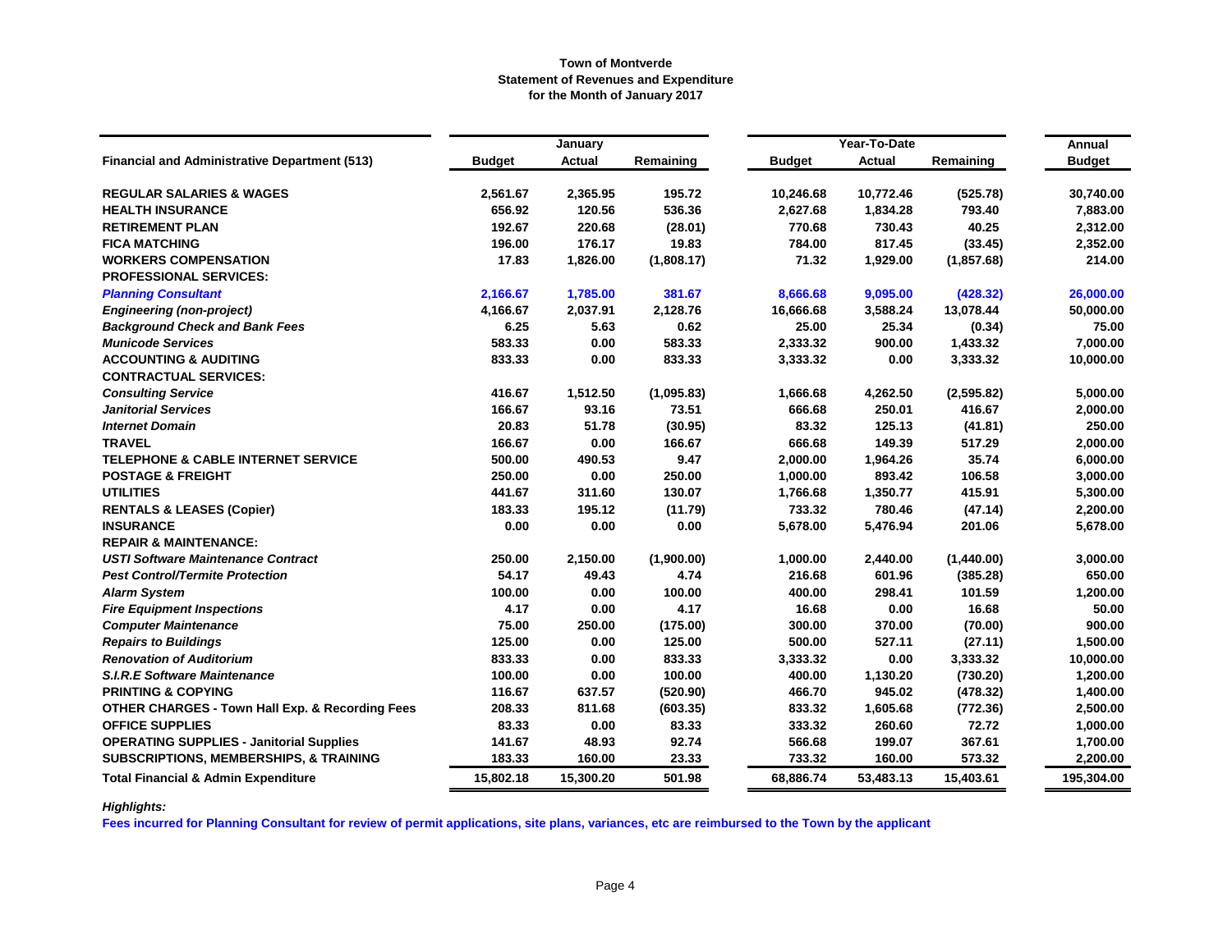**Town of Montverde**
**Statement of Revenues and Expenditure**
**for the Month of January 2017**

| Financial and Administrative Department (513) | January | | | Year-To-Date | | | Annual |
|---|---|---|---|---|---|---|---|
| | Budget | Actual | Remaining | Budget | Actual | Remaining | Budget |
| **REGULAR SALARIES & WAGES** | 2,561.67 | 2,365.95 | 195.72 | 10,246.68 | 10,772.46 | (525.78) | 30,740.00 |
| **HEALTH INSURANCE** | 656.92 | 120.56 | 536.36 | 2,627.68 | 1,834.28 | 793.40 | 7,883.00 |
| **RETIREMENT PLAN** | 192.67 | 220.68 | (28.01) | 770.68 | 730.43 | 40.25 | 2,312.00 |
| **FICA MATCHING** | 196.00 | 176.17 | 19.83 | 784.00 | 817.45 | (33.45) | 2,352.00 |
| **WORKERS COMPENSATION** | 17.83 | 1,826.00 | (1,808.17) | 71.32 | 1,929.00 | (1,857.68) | 214.00 |
| **PROFESSIONAL SERVICES:** | | | | | | | |
| ***Planning Consultant*** | 2,166.67 | 1,785.00 | 381.67 | 8,666.68 | 9,095.00 | (428.32) | 26,000.00 |
| ***Engineering (non-project)*** | 4,166.67 | 2,037.91 | 2,128.76 | 16,666.68 | 3,588.24 | 13,078.44 | 50,000.00 |
| ***Background Check and Bank Fees*** | 6.25 | 5.63 | 0.62 | 25.00 | 25.34 | (0.34) | 75.00 |
| ***Municode Services*** | 583.33 | 0.00 | 583.33 | 2,333.32 | 900.00 | 1,433.32 | 7,000.00 |
| **ACCOUNTING & AUDITING** | 833.33 | 0.00 | 833.33 | 3,333.32 | 0.00 | 3,333.32 | 10,000.00 |
| **CONTRACTUAL SERVICES:** | | | | | | | |
| ***Consulting Service*** | 416.67 | 1,512.50 | (1,095.83) | 1,666.68 | 4,262.50 | (2,595.82) | 5,000.00 |
| ***Janitorial Services*** | 166.67 | 93.16 | 73.51 | 666.68 | 250.01 | 416.67 | 2,000.00 |
| ***Internet Domain*** | 20.83 | 51.78 | (30.95) | 83.32 | 125.13 | (41.81) | 250.00 |
| **TRAVEL** | 166.67 | 0.00 | 166.67 | 666.68 | 149.39 | 517.29 | 2,000.00 |
| **TELEPHONE & CABLE INTERNET SERVICE** | 500.00 | 490.53 | 9.47 | 2,000.00 | 1,964.26 | 35.74 | 6,000.00 |
| **POSTAGE & FREIGHT** | 250.00 | 0.00 | 250.00 | 1,000.00 | 893.42 | 106.58 | 3,000.00 |
| **UTILITIES** | 441.67 | 311.60 | 130.07 | 1,766.68 | 1,350.77 | 415.91 | 5,300.00 |
| **RENTALS & LEASES (Copier)** | 183.33 | 195.12 | (11.79) | 733.32 | 780.46 | (47.14) | 2,200.00 |
| **INSURANCE** | 0.00 | 0.00 | 0.00 | 5,678.00 | 5,476.94 | 201.06 | 5,678.00 |
| **REPAIR & MAINTENANCE:** | | | | | | | |
| ***USTI Software Maintenance Contract*** | 250.00 | 2,150.00 | (1,900.00) | 1,000.00 | 2,440.00 | (1,440.00) | 3,000.00 |
| ***Pest Control/Termite Protection*** | 54.17 | 49.43 | 4.74 | 216.68 | 601.96 | (385.28) | 650.00 |
| ***Alarm System*** | 100.00 | 0.00 | 100.00 | 400.00 | 298.41 | 101.59 | 1,200.00 |
| ***Fire Equipment Inspections*** | 4.17 | 0.00 | 4.17 | 16.68 | 0.00 | 16.68 | 50.00 |
| ***Computer Maintenance*** | 75.00 | 250.00 | (175.00) | 300.00 | 370.00 | (70.00) | 900.00 |
| ***Repairs to Buildings*** | 125.00 | 0.00 | 125.00 | 500.00 | 527.11 | (27.11) | 1,500.00 |
| ***Renovation of Auditorium*** | 833.33 | 0.00 | 833.33 | 3,333.32 | 0.00 | 3,333.32 | 10,000.00 |
| ***S.I.R.E Software Maintenance*** | 100.00 | 0.00 | 100.00 | 400.00 | 1,130.20 | (730.20) | 1,200.00 |
| **PRINTING & COPYING** | 116.67 | 637.57 | (520.90) | 466.70 | 945.02 | (478.32) | 1,400.00 |
| **OTHER CHARGES - Town Hall Exp. & Recording Fees** | 208.33 | 811.68 | (603.35) | 833.32 | 1,605.68 | (772.36) | 2,500.00 |
| **OFFICE SUPPLIES** | 83.33 | 0.00 | 83.33 | 333.32 | 260.60 | 72.72 | 1,000.00 |
| **OPERATING SUPPLIES - Janitorial Supplies** | 141.67 | 48.93 | 92.74 | 566.68 | 199.07 | 367.61 | 1,700.00 |
| **SUBSCRIPTIONS, MEMBERSHIPS, & TRAINING** | 183.33 | 160.00 | 23.33 | 733.32 | 160.00 | 573.32 | 2,200.00 |
| **Total Financial & Admin Expenditure** | **15,802.18** | **15,300.20** | **501.98** | **68,886.74** | **53,483.13** | **15,403.61** | **195,304.00** |

*Highlights:*

**Fees incurred for Planning Consultant for review of permit applications, site plans, variances, etc are reimbursed to the Town by the applicant**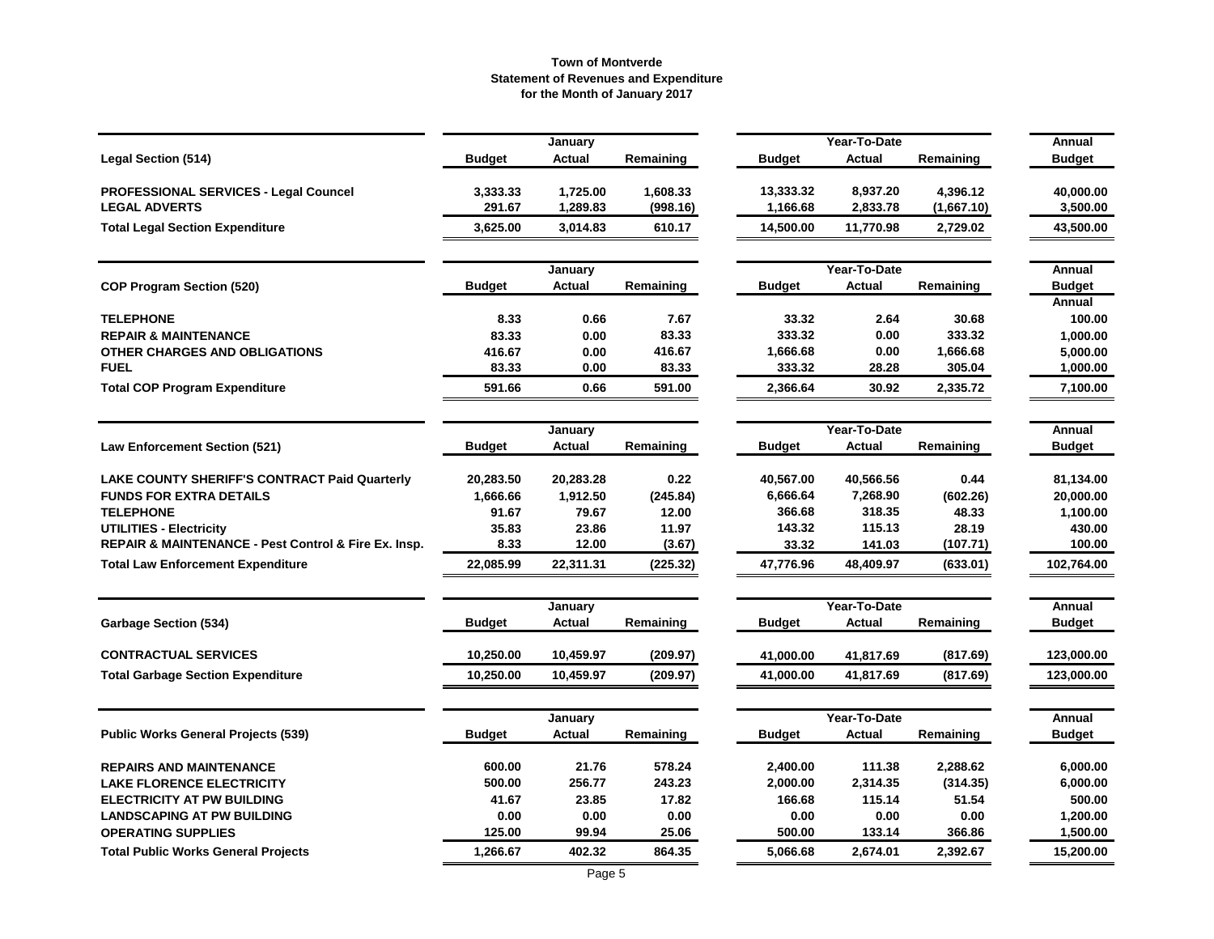**Town of Montverde**
**Statement of Revenues and Expenditure**
**for the Month of January 2017**

| Legal Section (514) | January Budget | January Actual | January Remaining | Year-To-Date Budget | Year-To-Date Actual | Year-To-Date Remaining | Annual Budget |
|---|---|---|---|---|---|---|---|
| PROFESSIONAL SERVICES - Legal Councel | 3,333.33 | 1,725.00 | 1,608.33 | 13,333.32 | 8,937.20 | 4,396.12 | 40,000.00 |
| LEGAL ADVERTS | 291.67 | 1,289.83 | (998.16) | 1,166.68 | 2,833.78 | (1,667.10) | 3,500.00 |
| **Total Legal Section Expenditure** | 3,625.00 | 3,014.83 | 610.17 | 14,500.00 | 11,770.98 | 2,729.02 | 43,500.00 |

| COP Program Section (520) | January Budget | January Actual | January Remaining | Year-To-Date Budget | Year-To-Date Actual | Year-To-Date Remaining | Annual Budget |
|---|---|---|---|---|---|---|---|
| | | | | | | | Annual |
| TELEPHONE | 8.33 | 0.66 | 7.67 | 33.32 | 2.64 | 30.68 | 100.00 |
| REPAIR & MAINTENANCE | 83.33 | 0.00 | 83.33 | 333.32 | 0.00 | 333.32 | 1,000.00 |
| OTHER CHARGES AND OBLIGATIONS | 416.67 | 0.00 | 416.67 | 1,666.68 | 0.00 | 1,666.68 | 5,000.00 |
| FUEL | 83.33 | 0.00 | 83.33 | 333.32 | 28.28 | 305.04 | 1,000.00 |
| **Total COP Program Expenditure** | 591.66 | 0.66 | 591.00 | 2,366.64 | 30.92 | 2,335.72 | 7,100.00 |

| Law Enforcement Section (521) | January Budget | January Actual | January Remaining | Year-To-Date Budget | Year-To-Date Actual | Year-To-Date Remaining | Annual Budget |
|---|---|---|---|---|---|---|---|
| LAKE COUNTY SHERIFF'S CONTRACT Paid Quarterly | 20,283.50 | 20,283.28 | 0.22 | 40,567.00 | 40,566.56 | 0.44 | 81,134.00 |
| FUNDS FOR EXTRA DETAILS | 1,666.66 | 1,912.50 | (245.84) | 6,666.64 | 7,268.90 | (602.26) | 20,000.00 |
| TELEPHONE | 91.67 | 79.67 | 12.00 | 366.68 | 318.35 | 48.33 | 1,100.00 |
| UTILITIES - Electricity | 35.83 | 23.86 | 11.97 | 143.32 | 115.13 | 28.19 | 430.00 |
| REPAIR & MAINTENANCE - Pest Control & Fire Ex. Insp. | 8.33 | 12.00 | (3.67) | 33.32 | 141.03 | (107.71) | 100.00 |
| **Total Law Enforcement Expenditure** | 22,085.99 | 22,311.31 | (225.32) | 47,776.96 | 48,409.97 | (633.01) | 102,764.00 |

| Garbage Section (534) | January Budget | January Actual | January Remaining | Year-To-Date Budget | Year-To-Date Actual | Year-To-Date Remaining | Annual Budget |
|---|---|---|---|---|---|---|---|
| CONTRACTUAL SERVICES | 10,250.00 | 10,459.97 | (209.97) | 41,000.00 | 41,817.69 | (817.69) | 123,000.00 |
| **Total Garbage Section Expenditure** | 10,250.00 | 10,459.97 | (209.97) | 41,000.00 | 41,817.69 | (817.69) | 123,000.00 |

| Public Works General Projects (539) | January Budget | January Actual | January Remaining | Year-To-Date Budget | Year-To-Date Actual | Year-To-Date Remaining | Annual Budget |
|---|---|---|---|---|---|---|---|
| REPAIRS AND MAINTENANCE | 600.00 | 21.76 | 578.24 | 2,400.00 | 111.38 | 2,288.62 | 6,000.00 |
| LAKE FLORENCE ELECTRICITY | 500.00 | 256.77 | 243.23 | 2,000.00 | 2,314.35 | (314.35) | 6,000.00 |
| ELECTRICITY AT PW BUILDING | 41.67 | 23.85 | 17.82 | 166.68 | 115.14 | 51.54 | 500.00 |
| LANDSCAPING AT PW BUILDING | 0.00 | 0.00 | 0.00 | 0.00 | 0.00 | 0.00 | 1,200.00 |
| OPERATING SUPPLIES | 125.00 | 99.94 | 25.06 | 500.00 | 133.14 | 366.86 | 1,500.00 |
| **Total Public Works General Projects** | 1,266.67 | 402.32 | 864.35 | 5,066.68 | 2,674.01 | 2,392.67 | 15,200.00 |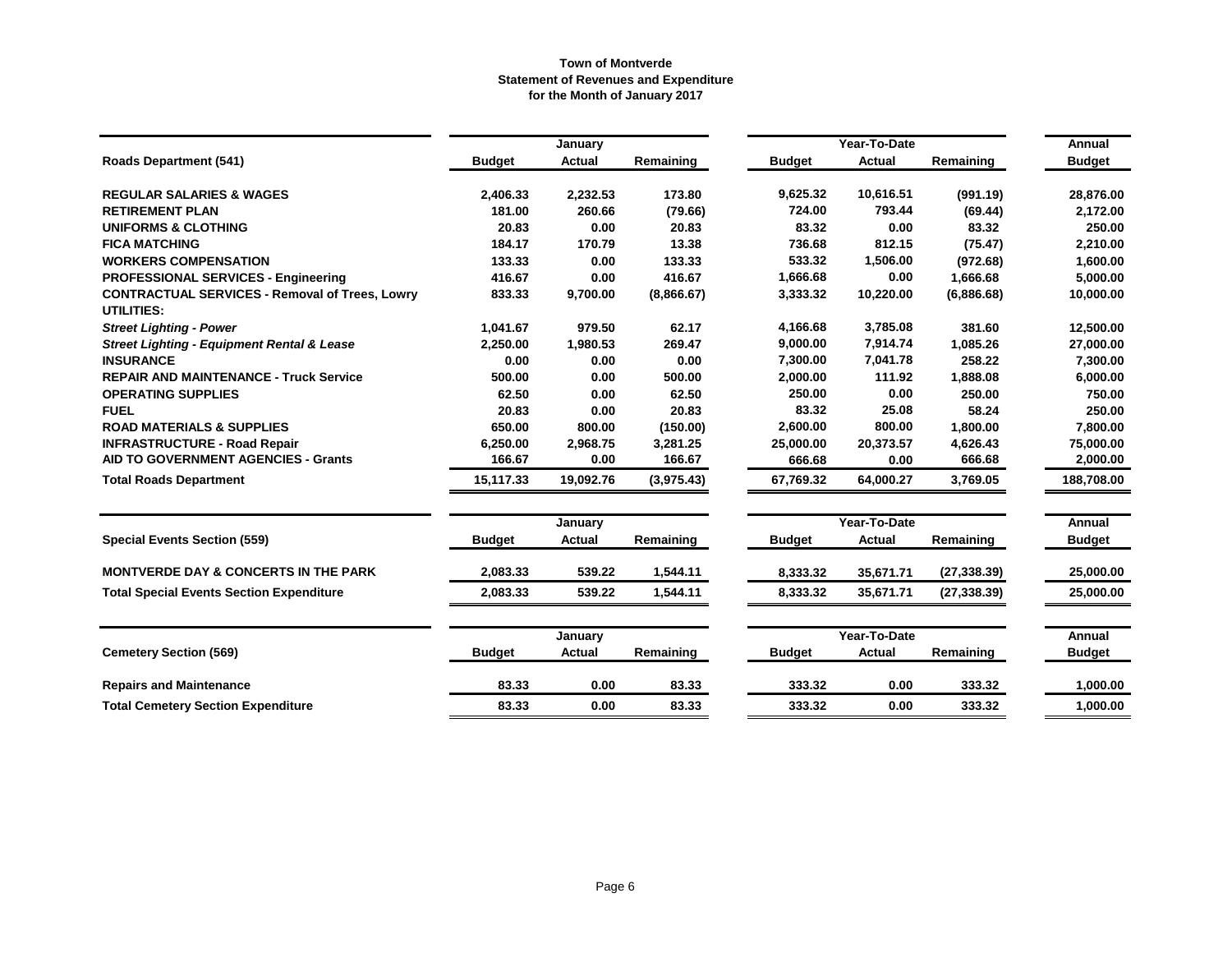**Town of Montverde**
**Statement of Revenues and Expenditure**
**for the Month of January 2017**

| | January | | | Year-To-Date | | | Annual |
|---|---|---|---|---|---|---|---|
| **Roads Department (541)** | **Budget** | **Actual** | **Remaining** | **Budget** | **Actual** | **Remaining** | **Budget** |
| **REGULAR SALARIES & WAGES** | 2,406.33 | 2,232.53 | 173.80 | 9,625.32 | 10,616.51 | (991.19) | 28,876.00 |
| **RETIREMENT PLAN** | 181.00 | 260.66 | (79.66) | 724.00 | 793.44 | (69.44) | 2,172.00 |
| **UNIFORMS & CLOTHING** | 20.83 | 0.00 | 20.83 | 83.32 | 0.00 | 83.32 | 250.00 |
| **FICA MATCHING** | 184.17 | 170.79 | 13.38 | 736.68 | 812.15 | (75.47) | 2,210.00 |
| **WORKERS COMPENSATION** | 133.33 | 0.00 | 133.33 | 533.32 | 1,506.00 | (972.68) | 1,600.00 |
| **PROFESSIONAL SERVICES - Engineering** | 416.67 | 0.00 | 416.67 | 1,666.68 | 0.00 | 1,666.68 | 5,000.00 |
| **CONTRACTUAL SERVICES - Removal of Trees, Lowry** | 833.33 | 9,700.00 | (8,866.67) | 3,333.32 | 10,220.00 | (6,886.68) | 10,000.00 |
| **UTILITIES:** | | | | | | | |
| ***Street Lighting - Power*** | 1,041.67 | 979.50 | 62.17 | 4,166.68 | 3,785.08 | 381.60 | 12,500.00 |
| ***Street Lighting - Equipment Rental & Lease*** | 2,250.00 | 1,980.53 | 269.47 | 9,000.00 | 7,914.74 | 1,085.26 | 27,000.00 |
| **INSURANCE** | 0.00 | 0.00 | 0.00 | 7,300.00 | 7,041.78 | 258.22 | 7,300.00 |
| **REPAIR AND MAINTENANCE - Truck Service** | 500.00 | 0.00 | 500.00 | 2,000.00 | 111.92 | 1,888.08 | 6,000.00 |
| **OPERATING SUPPLIES** | 62.50 | 0.00 | 62.50 | 250.00 | 0.00 | 250.00 | 750.00 |
| **FUEL** | 20.83 | 0.00 | 20.83 | 83.32 | 25.08 | 58.24 | 250.00 |
| **ROAD MATERIALS & SUPPLIES** | 650.00 | 800.00 | (150.00) | 2,600.00 | 800.00 | 1,800.00 | 7,800.00 |
| **INFRASTRUCTURE - Road Repair** | 6,250.00 | 2,968.75 | 3,281.25 | 25,000.00 | 20,373.57 | 4,626.43 | 75,000.00 |
| **AID TO GOVERNMENT AGENCIES - Grants** | 166.67 | 0.00 | 166.67 | 666.68 | 0.00 | 666.68 | 2,000.00 |
| **Total Roads Department** | 15,117.33 | 19,092.76 | (3,975.43) | 67,769.32 | 64,000.27 | 3,769.05 | 188,708.00 |

| | January | | | Year-To-Date | | | Annual |
|---|---|---|---|---|---|---|---|
| **Special Events Section (559)** | **Budget** | **Actual** | **Remaining** | **Budget** | **Actual** | **Remaining** | **Budget** |
| **MONTVERDE DAY & CONCERTS IN THE PARK** | 2,083.33 | 539.22 | 1,544.11 | 8,333.32 | 35,671.71 | (27,338.39) | 25,000.00 |
| **Total Special Events Section Expenditure** | 2,083.33 | 539.22 | 1,544.11 | 8,333.32 | 35,671.71 | (27,338.39) | 25,000.00 |

| | January | | | Year-To-Date | | | Annual |
|---|---|---|---|---|---|---|---|
| **Cemetery Section (569)** | **Budget** | **Actual** | **Remaining** | **Budget** | **Actual** | **Remaining** | **Budget** |
| **Repairs and Maintenance** | 83.33 | 0.00 | 83.33 | 333.32 | 0.00 | 333.32 | 1,000.00 |
| **Total Cemetery Section Expenditure** | 83.33 | 0.00 | 83.33 | 333.32 | 0.00 | 333.32 | 1,000.00 |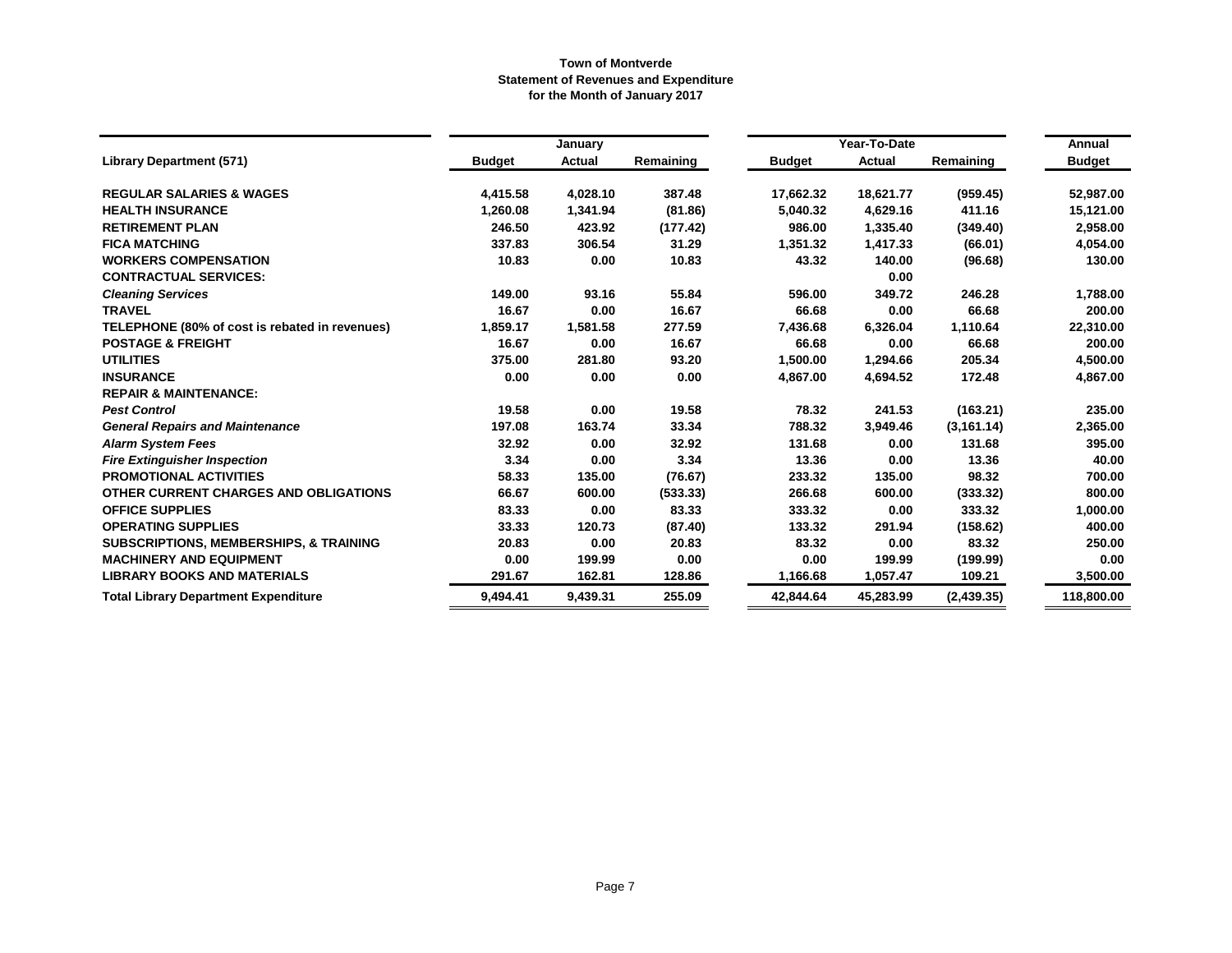**Town of Montverde**
**Statement of Revenues and Expenditure**
**for the Month of January 2017**

| | January | | | Year-To-Date | | | Annual |
|---|---|---|---|---|---|---|---|
| **Library Department (571)** | **Budget** | **Actual** | **Remaining** | **Budget** | **Actual** | **Remaining** | **Budget** |
| **REGULAR SALARIES & WAGES** | 4,415.58 | 4,028.10 | 387.48 | 17,662.32 | 18,621.77 | (959.45) | 52,987.00 |
| **HEALTH INSURANCE** | 1,260.08 | 1,341.94 | (81.86) | 5,040.32 | 4,629.16 | 411.16 | 15,121.00 |
| **RETIREMENT PLAN** | 246.50 | 423.92 | (177.42) | 986.00 | 1,335.40 | (349.40) | 2,958.00 |
| **FICA MATCHING** | 337.83 | 306.54 | 31.29 | 1,351.32 | 1,417.33 | (66.01) | 4,054.00 |
| **WORKERS COMPENSATION** | 10.83 | 0.00 | 10.83 | 43.32 | 140.00 | (96.68) | 130.00 |
| **CONTRACTUAL SERVICES:** | | | | | 0.00 | | |
| ***Cleaning Services*** | 149.00 | 93.16 | 55.84 | 596.00 | 349.72 | 246.28 | 1,788.00 |
| **TRAVEL** | 16.67 | 0.00 | 16.67 | 66.68 | 0.00 | 66.68 | 200.00 |
| **TELEPHONE (80% of cost is rebated in revenues)** | 1,859.17 | 1,581.58 | 277.59 | 7,436.68 | 6,326.04 | 1,110.64 | 22,310.00 |
| **POSTAGE & FREIGHT** | 16.67 | 0.00 | 16.67 | 66.68 | 0.00 | 66.68 | 200.00 |
| **UTILITIES** | 375.00 | 281.80 | 93.20 | 1,500.00 | 1,294.66 | 205.34 | 4,500.00 |
| **INSURANCE** | 0.00 | 0.00 | 0.00 | 4,867.00 | 4,694.52 | 172.48 | 4,867.00 |
| **REPAIR & MAINTENANCE:** | | | | | | | |
| ***Pest Control*** | 19.58 | 0.00 | 19.58 | 78.32 | 241.53 | (163.21) | 235.00 |
| ***General Repairs and Maintenance*** | 197.08 | 163.74 | 33.34 | 788.32 | 3,949.46 | (3,161.14) | 2,365.00 |
| ***Alarm System Fees*** | 32.92 | 0.00 | 32.92 | 131.68 | 0.00 | 131.68 | 395.00 |
| ***Fire Extinguisher Inspection*** | 3.34 | 0.00 | 3.34 | 13.36 | 0.00 | 13.36 | 40.00 |
| **PROMOTIONAL ACTIVITIES** | 58.33 | 135.00 | (76.67) | 233.32 | 135.00 | 98.32 | 700.00 |
| **OTHER CURRENT CHARGES AND OBLIGATIONS** | 66.67 | 600.00 | (533.33) | 266.68 | 600.00 | (333.32) | 800.00 |
| **OFFICE SUPPLIES** | 83.33 | 0.00 | 83.33 | 333.32 | 0.00 | 333.32 | 1,000.00 |
| **OPERATING SUPPLIES** | 33.33 | 120.73 | (87.40) | 133.32 | 291.94 | (158.62) | 400.00 |
| **SUBSCRIPTIONS, MEMBERSHIPS, & TRAINING** | 20.83 | 0.00 | 20.83 | 83.32 | 0.00 | 83.32 | 250.00 |
| **MACHINERY AND EQUIPMENT** | 0.00 | 199.99 | 0.00 | 0.00 | 199.99 | (199.99) | 0.00 |
| **LIBRARY BOOKS AND MATERIALS** | 291.67 | 162.81 | 128.86 | 1,166.68 | 1,057.47 | 109.21 | 3,500.00 |
| **Total Library Department Expenditure** | **9,494.41** | **9,439.31** | **255.09** | **42,844.64** | **45,283.99** | **(2,439.35)** | **118,800.00** |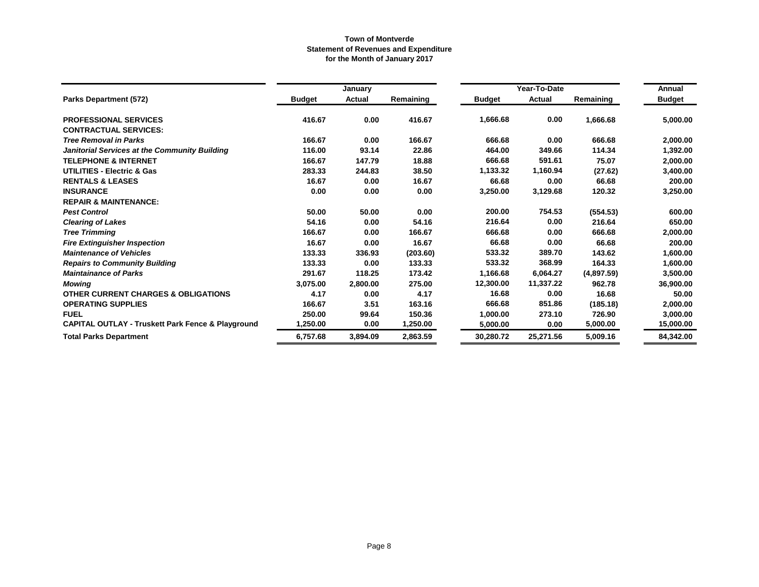**Town of Montverde**
**Statement of Revenues and Expenditure**
**for the Month of January 2017**

| | January | | | Year-To-Date | | | Annual |
|---|---|---|---|---|---|---|---|
| **Parks Department (572)** | **Budget** | **Actual** | **Remaining** | **Budget** | **Actual** | **Remaining** | **Budget** |
| **PROFESSIONAL SERVICES** | 416.67 | 0.00 | 416.67 | 1,666.68 | 0.00 | 1,666.68 | 5,000.00 |
| **CONTRACTUAL SERVICES:** | | | | | | | |
| ***Tree Removal in Parks*** | 166.67 | 0.00 | 166.67 | 666.68 | 0.00 | 666.68 | 2,000.00 |
| ***Janitorial Services at the Community Building*** | 116.00 | 93.14 | 22.86 | 464.00 | 349.66 | 114.34 | 1,392.00 |
| **TELEPHONE & INTERNET** | 166.67 | 147.79 | 18.88 | 666.68 | 591.61 | 75.07 | 2,000.00 |
| **UTILITIES - Electric & Gas** | 283.33 | 244.83 | 38.50 | 1,133.32 | 1,160.94 | (27.62) | 3,400.00 |
| **RENTALS & LEASES** | 16.67 | 0.00 | 16.67 | 66.68 | 0.00 | 66.68 | 200.00 |
| **INSURANCE** | 0.00 | 0.00 | 0.00 | 3,250.00 | 3,129.68 | 120.32 | 3,250.00 |
| **REPAIR & MAINTENANCE:** | | | | | | | |
| ***Pest Control*** | 50.00 | 50.00 | 0.00 | 200.00 | 754.53 | (554.53) | 600.00 |
| ***Clearing of Lakes*** | 54.16 | 0.00 | 54.16 | 216.64 | 0.00 | 216.64 | 650.00 |
| ***Tree Trimming*** | 166.67 | 0.00 | 166.67 | 666.68 | 0.00 | 666.68 | 2,000.00 |
| ***Fire Extinguisher Inspection*** | 16.67 | 0.00 | 16.67 | 66.68 | 0.00 | 66.68 | 200.00 |
| ***Maintenance of Vehicles*** | 133.33 | 336.93 | (203.60) | 533.32 | 389.70 | 143.62 | 1,600.00 |
| ***Repairs to Community Building*** | 133.33 | 0.00 | 133.33 | 533.32 | 368.99 | 164.33 | 1,600.00 |
| ***Maintainance of Parks*** | 291.67 | 118.25 | 173.42 | 1,166.68 | 6,064.27 | (4,897.59) | 3,500.00 |
| ***Mowing*** | 3,075.00 | 2,800.00 | 275.00 | 12,300.00 | 11,337.22 | 962.78 | 36,900.00 |
| **OTHER CURRENT CHARGES & OBLIGATIONS** | 4.17 | 0.00 | 4.17 | 16.68 | 0.00 | 16.68 | 50.00 |
| **OPERATING SUPPLIES** | 166.67 | 3.51 | 163.16 | 666.68 | 851.86 | (185.18) | 2,000.00 |
| **FUEL** | 250.00 | 99.64 | 150.36 | 1,000.00 | 273.10 | 726.90 | 3,000.00 |
| **CAPITAL OUTLAY - Truskett Park Fence & Playground** | 1,250.00 | 0.00 | 1,250.00 | 5,000.00 | 0.00 | 5,000.00 | 15,000.00 |
| **Total Parks Department** | 6,757.68 | 3,894.09 | 2,863.59 | 30,280.72 | 25,271.56 | 5,009.16 | 84,342.00 |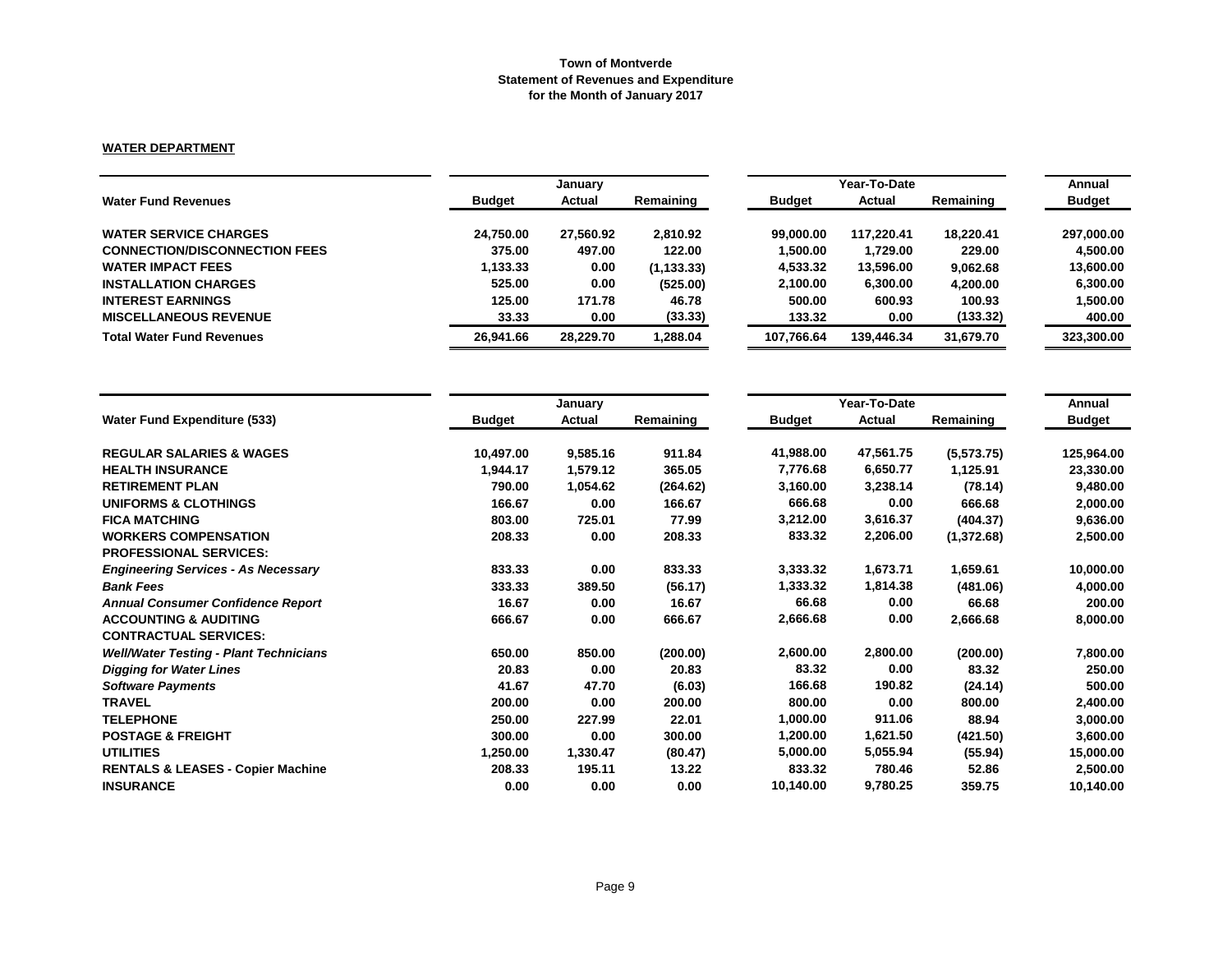**Town of Montverde**
**Statement of Revenues and Expenditure**
**for the Month of January 2017**

**WATER DEPARTMENT**

| Water Fund Revenues | January | | | Year-To-Date | | | Annual |
|---|---|---|---|---|---|---|---|
| | Budget | Actual | Remaining | Budget | Actual | Remaining | Budget |
| WATER SERVICE CHARGES | 24,750.00 | 27,560.92 | 2,810.92 | 99,000.00 | 117,220.41 | 18,220.41 | 297,000.00 |
| CONNECTION/DISCONNECTION FEES | 375.00 | 497.00 | 122.00 | 1,500.00 | 1,729.00 | 229.00 | 4,500.00 |
| WATER IMPACT FEES | 1,133.33 | 0.00 | (1,133.33) | 4,533.32 | 13,596.00 | 9,062.68 | 13,600.00 |
| INSTALLATION CHARGES | 525.00 | 0.00 | (525.00) | 2,100.00 | 6,300.00 | 4,200.00 | 6,300.00 |
| INTEREST EARNINGS | 125.00 | 171.78 | 46.78 | 500.00 | 600.93 | 100.93 | 1,500.00 |
| MISCELLANEOUS REVENUE | 33.33 | 0.00 | (33.33) | 133.32 | 0.00 | (133.32) | 400.00 |
| **Total Water Fund Revenues** | 26,941.66 | 28,229.70 | 1,288.04 | 107,766.64 | 139,446.34 | 31,679.70 | 323,300.00 |

| Water Fund Expenditure (533) | January | | | Year-To-Date | | | Annual |
|---|---|---|---|---|---|---|---|
| | Budget | Actual | Remaining | Budget | Actual | Remaining | Budget |
| REGULAR SALARIES & WAGES | 10,497.00 | 9,585.16 | 911.84 | 41,988.00 | 47,561.75 | (5,573.75) | 125,964.00 |
| HEALTH INSURANCE | 1,944.17 | 1,579.12 | 365.05 | 7,776.68 | 6,650.77 | 1,125.91 | 23,330.00 |
| RETIREMENT PLAN | 790.00 | 1,054.62 | (264.62) | 3,160.00 | 3,238.14 | (78.14) | 9,480.00 |
| UNIFORMS & CLOTHINGS | 166.67 | 0.00 | 166.67 | 666.68 | 0.00 | 666.68 | 2,000.00 |
| FICA MATCHING | 803.00 | 725.01 | 77.99 | 3,212.00 | 3,616.37 | (404.37) | 9,636.00 |
| WORKERS COMPENSATION | 208.33 | 0.00 | 208.33 | 833.32 | 2,206.00 | (1,372.68) | 2,500.00 |
| PROFESSIONAL SERVICES: | | | | | | | |
| *Engineering Services - As Necessary* | 833.33 | 0.00 | 833.33 | 3,333.32 | 1,673.71 | 1,659.61 | 10,000.00 |
| *Bank Fees* | 333.33 | 389.50 | (56.17) | 1,333.32 | 1,814.38 | (481.06) | 4,000.00 |
| *Annual Consumer Confidence Report* | 16.67 | 0.00 | 16.67 | 66.68 | 0.00 | 66.68 | 200.00 |
| ACCOUNTING & AUDITING | 666.67 | 0.00 | 666.67 | 2,666.68 | 0.00 | 2,666.68 | 8,000.00 |
| CONTRACTUAL SERVICES: | | | | | | | |
| *Well/Water Testing - Plant Technicians* | 650.00 | 850.00 | (200.00) | 2,600.00 | 2,800.00 | (200.00) | 7,800.00 |
| *Digging for Water Lines* | 20.83 | 0.00 | 20.83 | 83.32 | 0.00 | 83.32 | 250.00 |
| *Software Payments* | 41.67 | 47.70 | (6.03) | 166.68 | 190.82 | (24.14) | 500.00 |
| TRAVEL | 200.00 | 0.00 | 200.00 | 800.00 | 0.00 | 800.00 | 2,400.00 |
| TELEPHONE | 250.00 | 227.99 | 22.01 | 1,000.00 | 911.06 | 88.94 | 3,000.00 |
| POSTAGE & FREIGHT | 300.00 | 0.00 | 300.00 | 1,200.00 | 1,621.50 | (421.50) | 3,600.00 |
| UTILITIES | 1,250.00 | 1,330.47 | (80.47) | 5,000.00 | 5,055.94 | (55.94) | 15,000.00 |
| RENTALS & LEASES - Copier Machine | 208.33 | 195.11 | 13.22 | 833.32 | 780.46 | 52.86 | 2,500.00 |
| INSURANCE | 0.00 | 0.00 | 0.00 | 10,140.00 | 9,780.25 | 359.75 | 10,140.00 |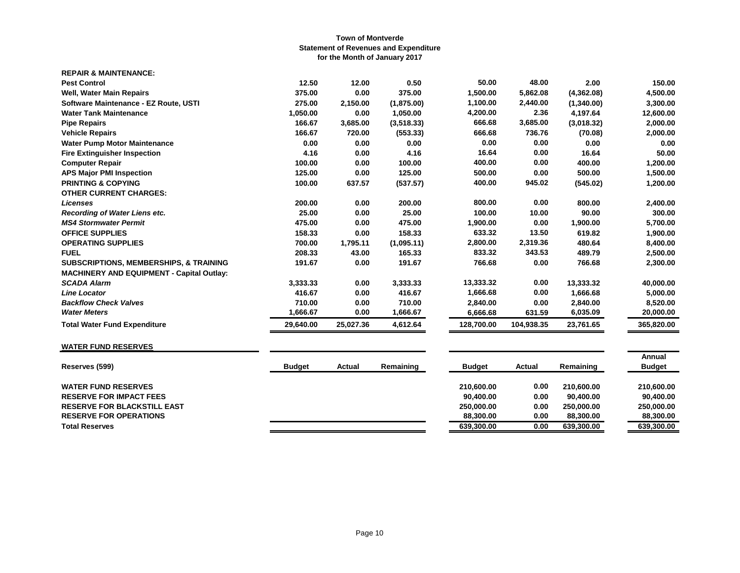**Town of Montverde**
**Statement of Revenues and Expenditure**
**for the Month of January 2017**

| | | | | | | | |
|---|---|---|---|---|---|---|---|
| **REPAIR & MAINTENANCE:** | | | | | | | |
| **Pest Control** | 12.50 | 12.00 | 0.50 | 50.00 | 48.00 | 2.00 | 150.00 |
| **Well, Water Main Repairs** | 375.00 | 0.00 | 375.00 | 1,500.00 | 5,862.08 | (4,362.08) | 4,500.00 |
| **Software Maintenance - EZ Route, USTI** | 275.00 | 2,150.00 | (1,875.00) | 1,100.00 | 2,440.00 | (1,340.00) | 3,300.00 |
| **Water Tank Maintenance** | 1,050.00 | 0.00 | 1,050.00 | 4,200.00 | 2.36 | 4,197.64 | 12,600.00 |
| **Pipe Repairs** | 166.67 | 3,685.00 | (3,518.33) | 666.68 | 3,685.00 | (3,018.32) | 2,000.00 |
| **Vehicle Repairs** | 166.67 | 720.00 | (553.33) | 666.68 | 736.76 | (70.08) | 2,000.00 |
| **Water Pump Motor Maintenance** | 0.00 | 0.00 | 0.00 | 0.00 | 0.00 | 0.00 | 0.00 |
| **Fire Extinguisher Inspection** | 4.16 | 0.00 | 4.16 | 16.64 | 0.00 | 16.64 | 50.00 |
| **Computer Repair** | 100.00 | 0.00 | 100.00 | 400.00 | 0.00 | 400.00 | 1,200.00 |
| **APS Major PMI Inspection** | 125.00 | 0.00 | 125.00 | 500.00 | 0.00 | 500.00 | 1,500.00 |
| **PRINTING & COPYING** | 100.00 | 637.57 | (537.57) | 400.00 | 945.02 | (545.02) | 1,200.00 |
| **OTHER CURRENT CHARGES:** | | | | | | | |
| ***Licenses*** | 200.00 | 0.00 | 200.00 | 800.00 | 0.00 | 800.00 | 2,400.00 |
| ***Recording of Water Liens etc.*** | 25.00 | 0.00 | 25.00 | 100.00 | 10.00 | 90.00 | 300.00 |
| ***MS4 Stormwater Permit*** | 475.00 | 0.00 | 475.00 | 1,900.00 | 0.00 | 1,900.00 | 5,700.00 |
| **OFFICE SUPPLIES** | 158.33 | 0.00 | 158.33 | 633.32 | 13.50 | 619.82 | 1,900.00 |
| **OPERATING SUPPLIES** | 700.00 | 1,795.11 | (1,095.11) | 2,800.00 | 2,319.36 | 480.64 | 8,400.00 |
| **FUEL** | 208.33 | 43.00 | 165.33 | 833.32 | 343.53 | 489.79 | 2,500.00 |
| **SUBSCRIPTIONS, MEMBERSHIPS, & TRAINING** | 191.67 | 0.00 | 191.67 | 766.68 | 0.00 | 766.68 | 2,300.00 |
| **MACHINERY AND EQUIPMENT - Capital Outlay:** | | | | | | | |
| ***SCADA Alarm*** | 3,333.33 | 0.00 | 3,333.33 | 13,333.32 | 0.00 | 13,333.32 | 40,000.00 |
| ***Line Locator*** | 416.67 | 0.00 | 416.67 | 1,666.68 | 0.00 | 1,666.68 | 5,000.00 |
| ***Backflow Check Valves*** | 710.00 | 0.00 | 710.00 | 2,840.00 | 0.00 | 2,840.00 | 8,520.00 |
| ***Water Meters*** | 1,666.67 | 0.00 | 1,666.67 | 6,666.68 | 631.59 | 6,035.09 | 20,000.00 |
| **Total Water Fund Expenditure** | 29,640.00 | 25,027.36 | 4,612.64 | 128,700.00 | 104,938.35 | 23,761.65 | 365,820.00 |

**WATER FUND RESERVES**

| Reserves (599) | Budget | Actual | Remaining | Budget | Actual | Remaining | Annual Budget |
|---|---|---|---|---|---|---|---|
| **WATER FUND RESERVES** | | | | 210,600.00 | 0.00 | 210,600.00 | 210,600.00 |
| **RESERVE FOR IMPACT FEES** | | | | 90,400.00 | 0.00 | 90,400.00 | 90,400.00 |
| **RESERVE FOR BLACKSTILL EAST** | | | | 250,000.00 | 0.00 | 250,000.00 | 250,000.00 |
| **RESERVE FOR OPERATIONS** | | | | 88,300.00 | 0.00 | 88,300.00 | 88,300.00 |
| **Total Reserves** | | | | 639,300.00 | 0.00 | 639,300.00 | 639,300.00 |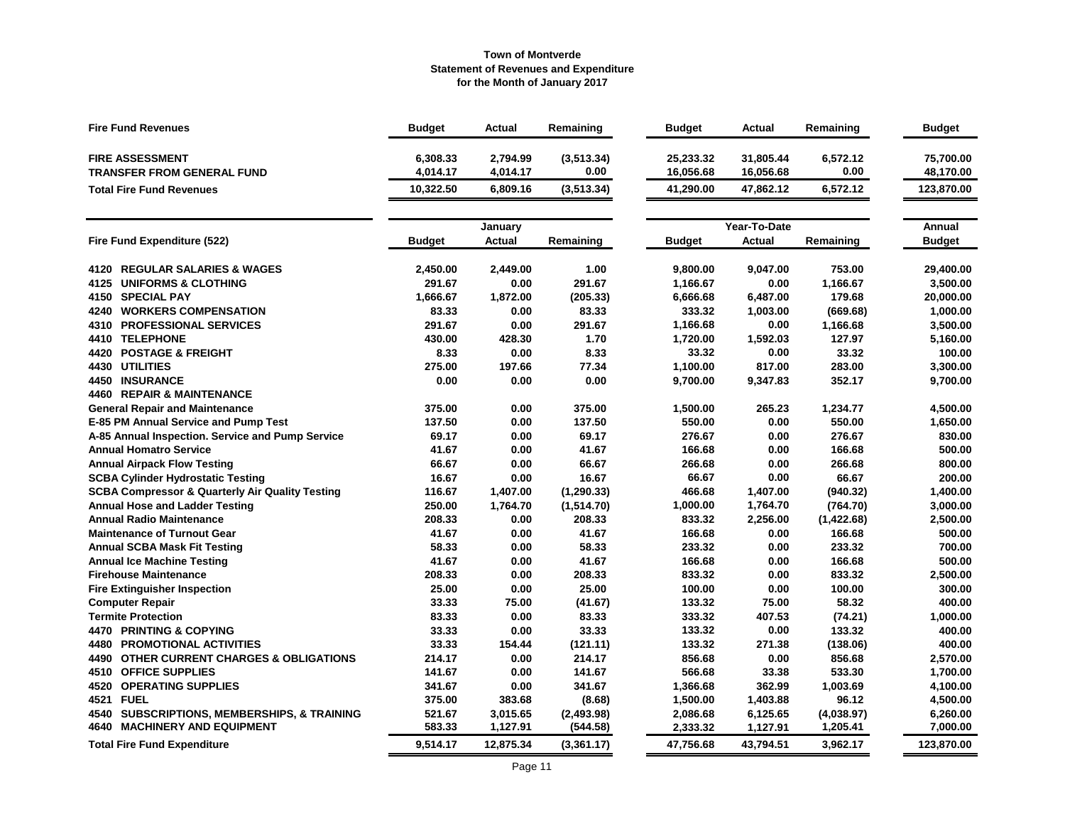# Town of Montverde
## Statement of Revenues and Expenditure
### for the Month of January 2017

| Fire Fund Revenues | Budget | Actual | Remaining | Budget | Actual | Remaining | Budget |
|---|---|---|---|---|---|---|---|
| FIRE ASSESSMENT | 6,308.33 | 2,794.99 | (3,513.34) | 25,233.32 | 31,805.44 | 6,572.12 | 75,700.00 |
| TRANSFER FROM GENERAL FUND | 4,014.17 | 4,014.17 | 0.00 | 16,056.68 | 16,056.68 | 0.00 | 48,170.00 |
| **Total Fire Fund Revenues** | 10,322.50 | 6,809.16 | (3,513.34) | 41,290.00 | 47,862.12 | 6,572.12 | 123,870.00 |

| | January | | | Year-To-Date | | | Annual |
|---|---|---|---|---|---|---|---|
| **Fire Fund Expenditure (522)** | **Budget** | **Actual** | **Remaining** | **Budget** | **Actual** | **Remaining** | **Budget** |
| 4120 REGULAR SALARIES & WAGES | 2,450.00 | 2,449.00 | 1.00 | 9,800.00 | 9,047.00 | 753.00 | 29,400.00 |
| 4125 UNIFORMS & CLOTHING | 291.67 | 0.00 | 291.67 | 1,166.67 | 0.00 | 1,166.67 | 3,500.00 |
| 4150 SPECIAL PAY | 1,666.67 | 1,872.00 | (205.33) | 6,666.68 | 6,487.00 | 179.68 | 20,000.00 |
| 4240 WORKERS COMPENSATION | 83.33 | 0.00 | 83.33 | 333.32 | 1,003.00 | (669.68) | 1,000.00 |
| 4310 PROFESSIONAL SERVICES | 291.67 | 0.00 | 291.67 | 1,166.68 | 0.00 | 1,166.68 | 3,500.00 |
| 4410 TELEPHONE | 430.00 | 428.30 | 1.70 | 1,720.00 | 1,592.03 | 127.97 | 5,160.00 |
| 4420 POSTAGE & FREIGHT | 8.33 | 0.00 | 8.33 | 33.32 | 0.00 | 33.32 | 100.00 |
| 4430 UTILITIES | 275.00 | 197.66 | 77.34 | 1,100.00 | 817.00 | 283.00 | 3,300.00 |
| 4450 INSURANCE | 0.00 | 0.00 | 0.00 | 9,700.00 | 9,347.83 | 352.17 | 9,700.00 |
| 4460 REPAIR & MAINTENANCE | | | | | | | |
| General Repair and Maintenance | 375.00 | 0.00 | 375.00 | 1,500.00 | 265.23 | 1,234.77 | 4,500.00 |
| E-85 PM Annual Service and Pump Test | 137.50 | 0.00 | 137.50 | 550.00 | 0.00 | 550.00 | 1,650.00 |
| A-85 Annual Inspection. Service and Pump Service | 69.17 | 0.00 | 69.17 | 276.67 | 0.00 | 276.67 | 830.00 |
| Annual Homatro Service | 41.67 | 0.00 | 41.67 | 166.68 | 0.00 | 166.68 | 500.00 |
| Annual Airpack Flow Testing | 66.67 | 0.00 | 66.67 | 266.68 | 0.00 | 266.68 | 800.00 |
| SCBA Cylinder Hydrostatic Testing | 16.67 | 0.00 | 16.67 | 66.67 | 0.00 | 66.67 | 200.00 |
| SCBA Compressor & Quarterly Air Quality Testing | 116.67 | 1,407.00 | (1,290.33) | 466.68 | 1,407.00 | (940.32) | 1,400.00 |
| Annual Hose and Ladder Testing | 250.00 | 1,764.70 | (1,514.70) | 1,000.00 | 1,764.70 | (764.70) | 3,000.00 |
| Annual Radio Maintenance | 208.33 | 0.00 | 208.33 | 833.32 | 2,256.00 | (1,422.68) | 2,500.00 |
| Maintenance of Turnout Gear | 41.67 | 0.00 | 41.67 | 166.68 | 0.00 | 166.68 | 500.00 |
| Annual SCBA Mask Fit Testing | 58.33 | 0.00 | 58.33 | 233.32 | 0.00 | 233.32 | 700.00 |
| Annual Ice Machine Testing | 41.67 | 0.00 | 41.67 | 166.68 | 0.00 | 166.68 | 500.00 |
| Firehouse Maintenance | 208.33 | 0.00 | 208.33 | 833.32 | 0.00 | 833.32 | 2,500.00 |
| Fire Extinguisher Inspection | 25.00 | 0.00 | 25.00 | 100.00 | 0.00 | 100.00 | 300.00 |
| Computer Repair | 33.33 | 75.00 | (41.67) | 133.32 | 75.00 | 58.32 | 400.00 |
| Termite Protection | 83.33 | 0.00 | 83.33 | 333.32 | 407.53 | (74.21) | 1,000.00 |
| 4470 PRINTING & COPYING | 33.33 | 0.00 | 33.33 | 133.32 | 0.00 | 133.32 | 400.00 |
| 4480 PROMOTIONAL ACTIVITIES | 33.33 | 154.44 | (121.11) | 133.32 | 271.38 | (138.06) | 400.00 |
| 4490 OTHER CURRENT CHARGES & OBLIGATIONS | 214.17 | 0.00 | 214.17 | 856.68 | 0.00 | 856.68 | 2,570.00 |
| 4510 OFFICE SUPPLIES | 141.67 | 0.00 | 141.67 | 566.68 | 33.38 | 533.30 | 1,700.00 |
| 4520 OPERATING SUPPLIES | 341.67 | 0.00 | 341.67 | 1,366.68 | 362.99 | 1,003.69 | 4,100.00 |
| 4521 FUEL | 375.00 | 383.68 | (8.68) | 1,500.00 | 1,403.88 | 96.12 | 4,500.00 |
| 4540 SUBSCRIPTIONS, MEMBERSHIPS, & TRAINING | 521.67 | 3,015.65 | (2,493.98) | 2,086.68 | 6,125.65 | (4,038.97) | 6,260.00 |
| 4640 MACHINERY AND EQUIPMENT | 583.33 | 1,127.91 | (544.58) | 2,333.32 | 1,127.91 | 1,205.41 | 7,000.00 |
| **Total Fire Fund Expenditure** | 9,514.17 | 12,875.34 | (3,361.17) | 47,756.68 | 43,794.51 | 3,962.17 | 123,870.00 |